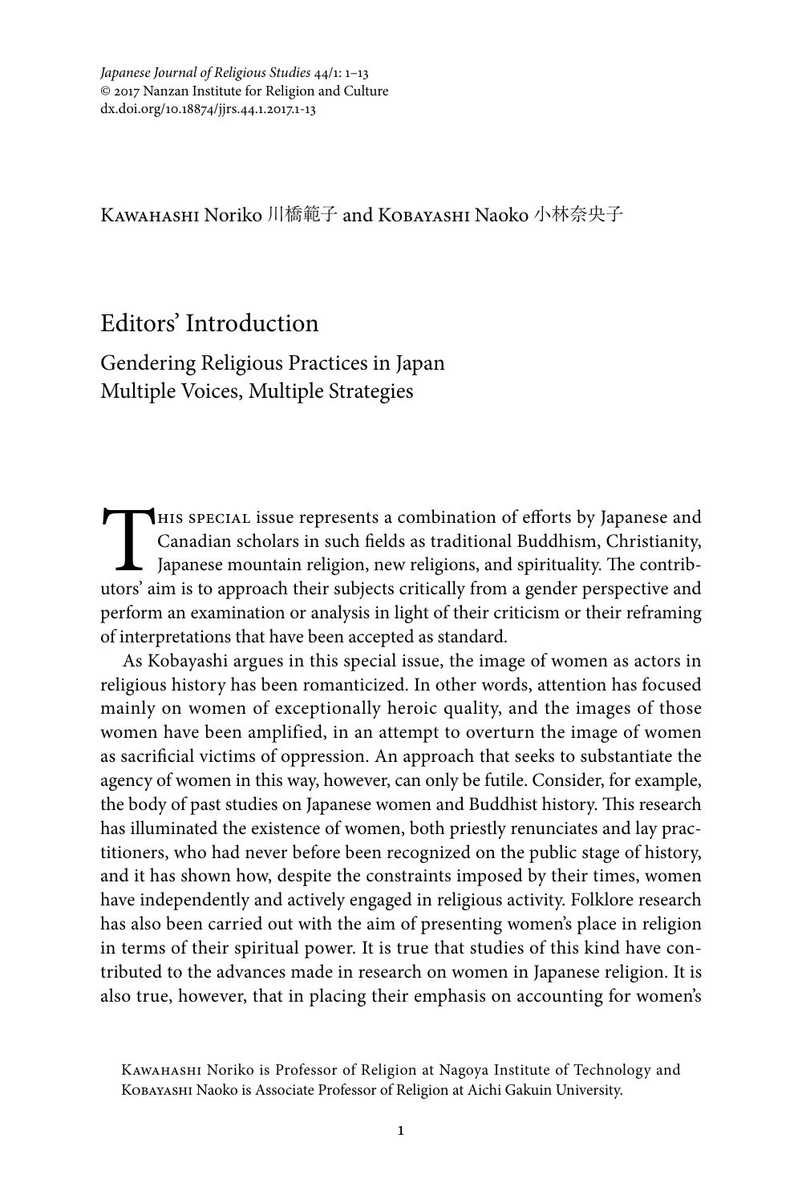Kawahashi Noriko 川橋範子 and Kobayashi Naoko 小林奈央子

# Editors' Introduction

## Gendering Religious Practices in Japan
## Multiple Voices, Multiple Strategies

This special issue represents a combination of efforts by Japanese and Canadian scholars in such fields as traditional Buddhism, Christianity, Japanese mountain religion, new religions, and spirituality. The contributors' aim is to approach their subjects critically from a gender perspective and perform an examination or analysis in light of their criticism or their reframing of interpretations that have been accepted as standard.

As Kobayashi argues in this special issue, the image of women as actors in religious history has been romanticized. In other words, attention has focused mainly on women of exceptionally heroic quality, and the images of those women have been amplified, in an attempt to overturn the image of women as sacrificial victims of oppression. An approach that seeks to substantiate the agency of women in this way, however, can only be futile. Consider, for example, the body of past studies on Japanese women and Buddhist history. This research has illuminated the existence of women, both priestly renunciates and lay practitioners, who had never before been recognized on the public stage of history, and it has shown how, despite the constraints imposed by their times, women have independently and actively engaged in religious activity. Folklore research has also been carried out with the aim of presenting women's place in religion in terms of their spiritual power. It is true that studies of this kind have contributed to the advances made in research on women in Japanese religion. It is also true, however, that in placing their emphasis on accounting for women's

Kawahashi Noriko is Professor of Religion at Nagoya Institute of Technology and Kobayashi Naoko is Associate Professor of Religion at Aichi Gakuin University.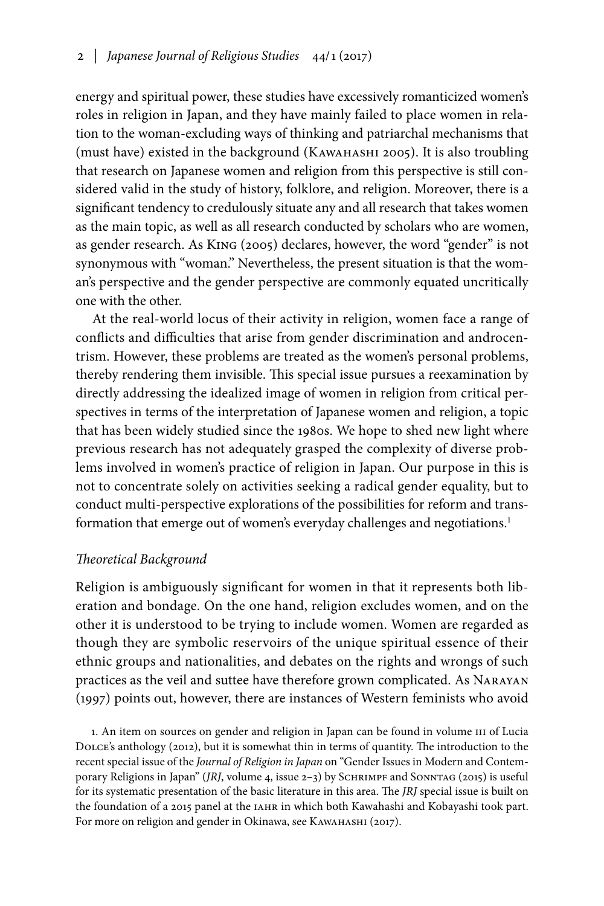energy and spiritual power, these studies have excessively romanticized women's roles in religion in Japan, and they have mainly failed to place women in relation to the woman-excluding ways of thinking and patriarchal mechanisms that (must have) existed in the background (Kawahashi 2005). It is also troubling that research on Japanese women and religion from this perspective is still considered valid in the study of history, folklore, and religion. Moreover, there is a significant tendency to credulously situate any and all research that takes women as the main topic, as well as all research conducted by scholars who are women, as gender research. As King (2005) declares, however, the word "gender" is not synonymous with "woman." Nevertheless, the present situation is that the woman's perspective and the gender perspective are commonly equated uncritically one with the other.

At the real-world locus of their activity in religion, women face a range of conflicts and difficulties that arise from gender discrimination and androcentrism. However, these problems are treated as the women's personal problems, thereby rendering them invisible. This special issue pursues a reexamination by directly addressing the idealized image of women in religion from critical perspectives in terms of the interpretation of Japanese women and religion, a topic that has been widely studied since the 1980s. We hope to shed new light where previous research has not adequately grasped the complexity of diverse problems involved in women's practice of religion in Japan. Our purpose in this is not to concentrate solely on activities seeking a radical gender equality, but to conduct multi-perspective explorations of the possibilities for reform and transformation that emerge out of women's everyday challenges and negotiations.[1]

### *Theoretical Background*

Religion is ambiguously significant for women in that it represents both liberation and bondage. On the one hand, religion excludes women, and on the other it is understood to be trying to include women. Women are regarded as though they are symbolic reservoirs of the unique spiritual essence of their ethnic groups and nationalities, and debates on the rights and wrongs of such practices as the veil and suttee have therefore grown complicated. As Narayan (1997) points out, however, there are instances of Western feminists who avoid

1. An item on sources on gender and religion in Japan can be found in volume III of Lucia Dolce's anthology (2012), but it is somewhat thin in terms of quantity. The introduction to the recent special issue of the *Journal of Religion in Japan* on "Gender Issues in Modern and Contemporary Religions in Japan" (*JRJ*, volume 4, issue 2–3) by Schrimpf and Sonntag (2015) is useful for its systematic presentation of the basic literature in this area. The *JRJ* special issue is built on the foundation of a 2015 panel at the IAHR in which both Kawahashi and Kobayashi took part. For more on religion and gender in Okinawa, see Kawahashi (2017).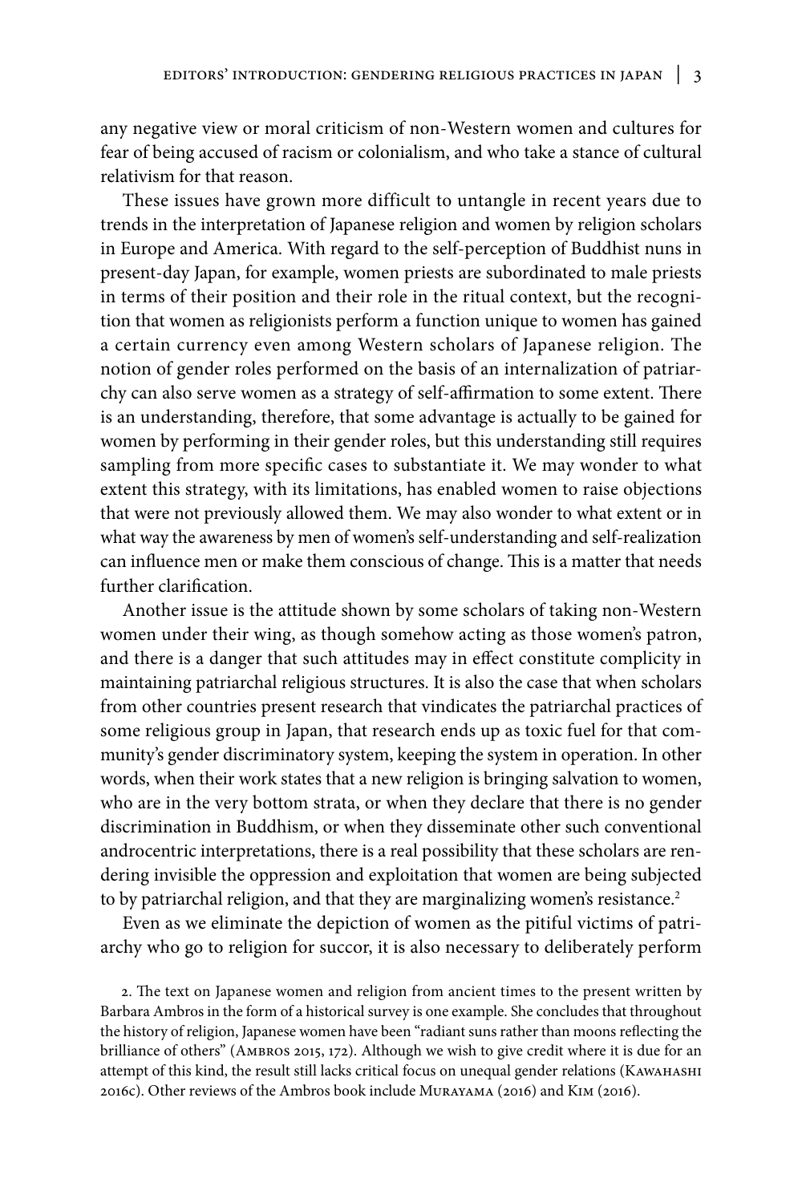any negative view or moral criticism of non-Western women and cultures for fear of being accused of racism or colonialism, and who take a stance of cultural relativism for that reason.

These issues have grown more difficult to untangle in recent years due to trends in the interpretation of Japanese religion and women by religion scholars in Europe and America. With regard to the self-perception of Buddhist nuns in present-day Japan, for example, women priests are subordinated to male priests in terms of their position and their role in the ritual context, but the recognition that women as religionists perform a function unique to women has gained a certain currency even among Western scholars of Japanese religion. The notion of gender roles performed on the basis of an internalization of patriarchy can also serve women as a strategy of self-affirmation to some extent. There is an understanding, therefore, that some advantage is actually to be gained for women by performing in their gender roles, but this understanding still requires sampling from more specific cases to substantiate it. We may wonder to what extent this strategy, with its limitations, has enabled women to raise objections that were not previously allowed them. We may also wonder to what extent or in what way the awareness by men of women's self-understanding and self-realization can influence men or make them conscious of change. This is a matter that needs further clarification.

Another issue is the attitude shown by some scholars of taking non-Western women under their wing, as though somehow acting as those women's patron, and there is a danger that such attitudes may in effect constitute complicity in maintaining patriarchal religious structures. It is also the case that when scholars from other countries present research that vindicates the patriarchal practices of some religious group in Japan, that research ends up as toxic fuel for that community's gender discriminatory system, keeping the system in operation. In other words, when their work states that a new religion is bringing salvation to women, who are in the very bottom strata, or when they declare that there is no gender discrimination in Buddhism, or when they disseminate other such conventional androcentric interpretations, there is a real possibility that these scholars are rendering invisible the oppression and exploitation that women are being subjected to by patriarchal religion, and that they are marginalizing women's resistance.[2]

Even as we eliminate the depiction of women as the pitiful victims of patriarchy who go to religion for succor, it is also necessary to deliberately perform

2. The text on Japanese women and religion from ancient times to the present written by Barbara Ambros in the form of a historical survey is one example. She concludes that throughout the history of religion, Japanese women have been "radiant suns rather than moons reflecting the brilliance of others" (Ambros 2015, 172). Although we wish to give credit where it is due for an attempt of this kind, the result still lacks critical focus on unequal gender relations (Kawahashi 2016c). Other reviews of the Ambros book include Murayama (2016) and Kim (2016).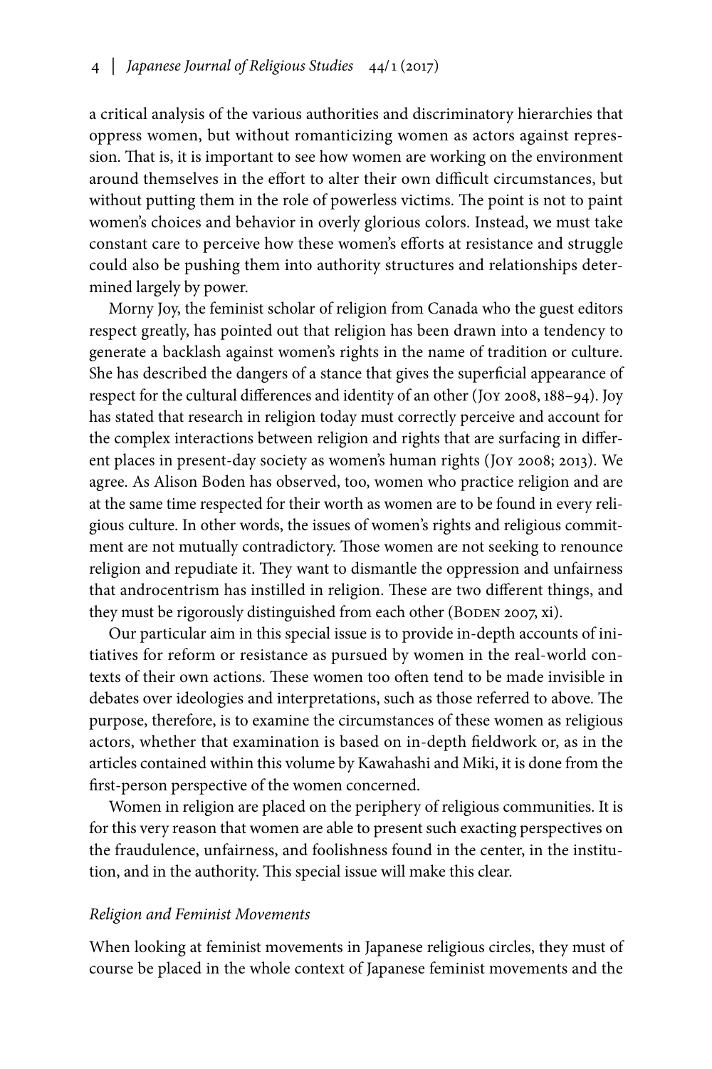a critical analysis of the various authorities and discriminatory hierarchies that oppress women, but without romanticizing women as actors against repression. That is, it is important to see how women are working on the environment around themselves in the effort to alter their own difficult circumstances, but without putting them in the role of powerless victims. The point is not to paint women's choices and behavior in overly glorious colors. Instead, we must take constant care to perceive how these women's efforts at resistance and struggle could also be pushing them into authority structures and relationships determined largely by power.

Morny Joy, the feminist scholar of religion from Canada who the guest editors respect greatly, has pointed out that religion has been drawn into a tendency to generate a backlash against women's rights in the name of tradition or culture. She has described the dangers of a stance that gives the superficial appearance of respect for the cultural differences and identity of an other (Joy 2008, 188–94). Joy has stated that research in religion today must correctly perceive and account for the complex interactions between religion and rights that are surfacing in different places in present-day society as women's human rights (Joy 2008; 2013). We agree. As Alison Boden has observed, too, women who practice religion and are at the same time respected for their worth as women are to be found in every religious culture. In other words, the issues of women's rights and religious commitment are not mutually contradictory. Those women are not seeking to renounce religion and repudiate it. They want to dismantle the oppression and unfairness that androcentrism has instilled in religion. These are two different things, and they must be rigorously distinguished from each other (Boden 2007, xi).

Our particular aim in this special issue is to provide in-depth accounts of initiatives for reform or resistance as pursued by women in the real-world contexts of their own actions. These women too often tend to be made invisible in debates over ideologies and interpretations, such as those referred to above. The purpose, therefore, is to examine the circumstances of these women as religious actors, whether that examination is based on in-depth fieldwork or, as in the articles contained within this volume by Kawahashi and Miki, it is done from the first-person perspective of the women concerned.

Women in religion are placed on the periphery of religious communities. It is for this very reason that women are able to present such exacting perspectives on the fraudulence, unfairness, and foolishness found in the center, in the institution, and in the authority. This special issue will make this clear.

### *Religion and Feminist Movements*

When looking at feminist movements in Japanese religious circles, they must of course be placed in the whole context of Japanese feminist movements and the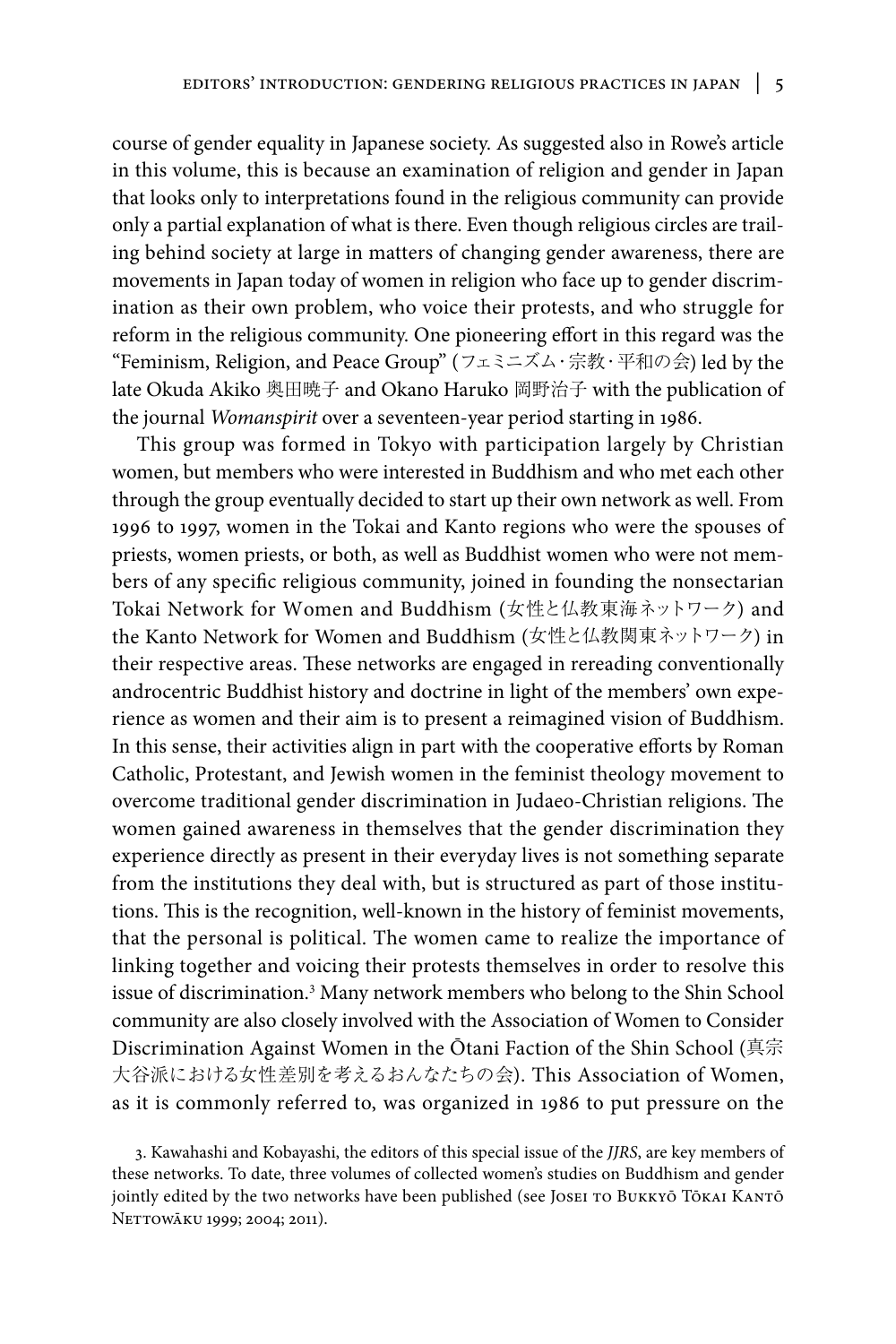course of gender equality in Japanese society. As suggested also in Rowe's article in this volume, this is because an examination of religion and gender in Japan that looks only to interpretations found in the religious community can provide only a partial explanation of what is there. Even though religious circles are trailing behind society at large in matters of changing gender awareness, there are movements in Japan today of women in religion who face up to gender discrimination as their own problem, who voice their protests, and who struggle for reform in the religious community. One pioneering effort in this regard was the "Feminism, Religion, and Peace Group" (フェミニズム・宗教・平和の会) led by the late Okuda Akiko 奥田暁子 and Okano Haruko 岡野治子 with the publication of the journal *Womanspirit* over a seventeen-year period starting in 1986.

This group was formed in Tokyo with participation largely by Christian women, but members who were interested in Buddhism and who met each other through the group eventually decided to start up their own network as well. From 1996 to 1997, women in the Tokai and Kanto regions who were the spouses of priests, women priests, or both, as well as Buddhist women who were not members of any specific religious community, joined in founding the nonsectarian Tokai Network for Women and Buddhism (女性と仏教東海ネットワーク) and the Kanto Network for Women and Buddhism (女性と仏教関東ネットワーク) in their respective areas. These networks are engaged in rereading conventionally androcentric Buddhist history and doctrine in light of the members' own experience as women and their aim is to present a reimagined vision of Buddhism. In this sense, their activities align in part with the cooperative efforts by Roman Catholic, Protestant, and Jewish women in the feminist theology movement to overcome traditional gender discrimination in Judaeo-Christian religions. The women gained awareness in themselves that the gender discrimination they experience directly as present in their everyday lives is not something separate from the institutions they deal with, but is structured as part of those institutions. This is the recognition, well-known in the history of feminist movements, that the personal is political. The women came to realize the importance of linking together and voicing their protests themselves in order to resolve this issue of discrimination.[3] Many network members who belong to the Shin School community are also closely involved with the Association of Women to Consider Discrimination Against Women in the Ōtani Faction of the Shin School (真宗大谷派における女性差別を考えるおんなたちの会). This Association of Women, as it is commonly referred to, was organized in 1986 to put pressure on the

3. Kawahashi and Kobayashi, the editors of this special issue of the *JJRS*, are key members of these networks. To date, three volumes of collected women's studies on Buddhism and gender jointly edited by the two networks have been published (see Josei to Bukkyō Tōkai Kantō Nettowāku 1999; 2004; 2011).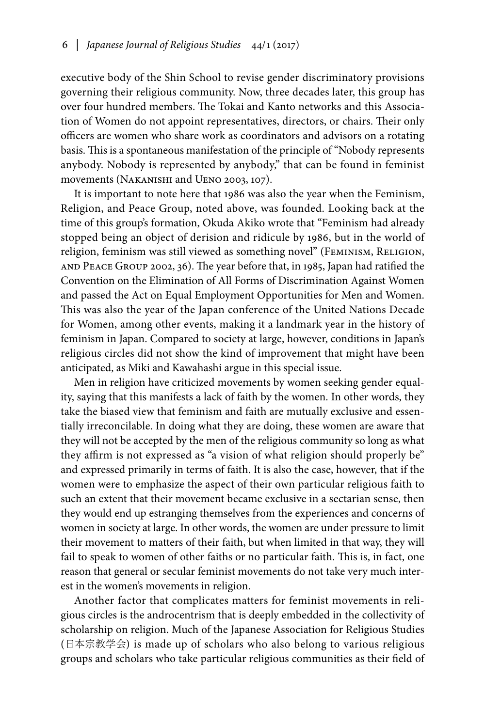executive body of the Shin School to revise gender discriminatory provisions governing their religious community. Now, three decades later, this group has over four hundred members. The Tokai and Kanto networks and this Association of Women do not appoint representatives, directors, or chairs. Their only officers are women who share work as coordinators and advisors on a rotating basis. This is a spontaneous manifestation of the principle of "Nobody represents anybody. Nobody is represented by anybody," that can be found in feminist movements (Nakanishi and Ueno 2003, 107).

It is important to note here that 1986 was also the year when the Feminism, Religion, and Peace Group, noted above, was founded. Looking back at the time of this group's formation, Okuda Akiko wrote that "Feminism had already stopped being an object of derision and ridicule by 1986, but in the world of religion, feminism was still viewed as something novel" (Feminism, Religion, and Peace Group 2002, 36). The year before that, in 1985, Japan had ratified the Convention on the Elimination of All Forms of Discrimination Against Women and passed the Act on Equal Employment Opportunities for Men and Women. This was also the year of the Japan conference of the United Nations Decade for Women, among other events, making it a landmark year in the history of feminism in Japan. Compared to society at large, however, conditions in Japan's religious circles did not show the kind of improvement that might have been anticipated, as Miki and Kawahashi argue in this special issue.

Men in religion have criticized movements by women seeking gender equality, saying that this manifests a lack of faith by the women. In other words, they take the biased view that feminism and faith are mutually exclusive and essentially irreconcilable. In doing what they are doing, these women are aware that they will not be accepted by the men of the religious community so long as what they affirm is not expressed as "a vision of what religion should properly be" and expressed primarily in terms of faith. It is also the case, however, that if the women were to emphasize the aspect of their own particular religious faith to such an extent that their movement became exclusive in a sectarian sense, then they would end up estranging themselves from the experiences and concerns of women in society at large. In other words, the women are under pressure to limit their movement to matters of their faith, but when limited in that way, they will fail to speak to women of other faiths or no particular faith. This is, in fact, one reason that general or secular feminist movements do not take very much interest in the women's movements in religion.

Another factor that complicates matters for feminist movements in religious circles is the androcentrism that is deeply embedded in the collectivity of scholarship on religion. Much of the Japanese Association for Religious Studies (日本宗教学会) is made up of scholars who also belong to various religious groups and scholars who take particular religious communities as their field of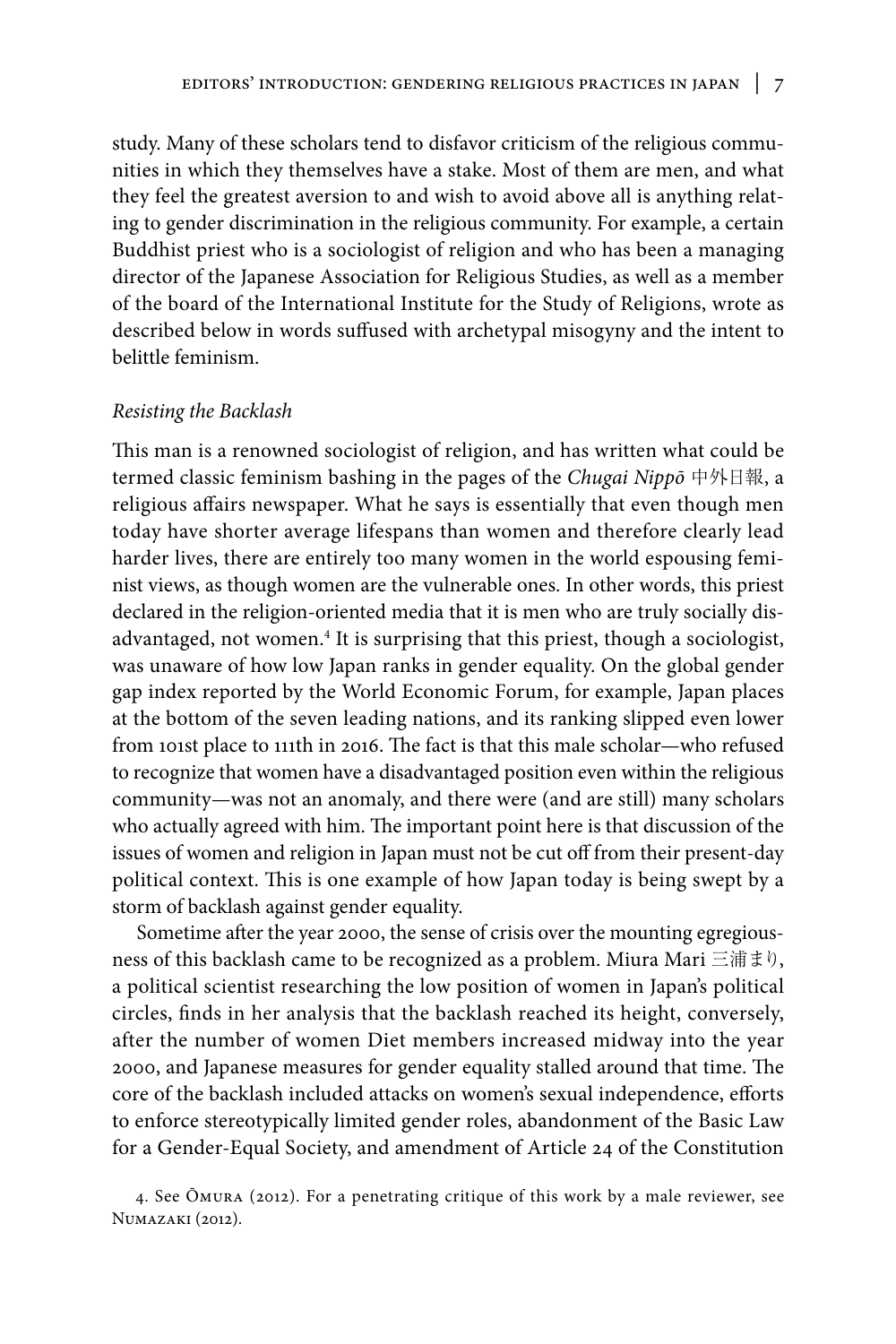study. Many of these scholars tend to disfavor criticism of the religious communities in which they themselves have a stake. Most of them are men, and what they feel the greatest aversion to and wish to avoid above all is anything relating to gender discrimination in the religious community. For example, a certain Buddhist priest who is a sociologist of religion and who has been a managing director of the Japanese Association for Religious Studies, as well as a member of the board of the International Institute for the Study of Religions, wrote as described below in words suffused with archetypal misogyny and the intent to belittle feminism.

### *Resisting the Backlash*

This man is a renowned sociologist of religion, and has written what could be termed classic feminism bashing in the pages of the *Chugai Nippō* 中外日報, a religious affairs newspaper. What he says is essentially that even though men today have shorter average lifespans than women and therefore clearly lead harder lives, there are entirely too many women in the world espousing feminist views, as though women are the vulnerable ones. In other words, this priest declared in the religion-oriented media that it is men who are truly socially disadvantaged, not women.[4] It is surprising that this priest, though a sociologist, was unaware of how low Japan ranks in gender equality. On the global gender gap index reported by the World Economic Forum, for example, Japan places at the bottom of the seven leading nations, and its ranking slipped even lower from 101st place to 111th in 2016. The fact is that this male scholar—who refused to recognize that women have a disadvantaged position even within the religious community—was not an anomaly, and there were (and are still) many scholars who actually agreed with him. The important point here is that discussion of the issues of women and religion in Japan must not be cut off from their present-day political context. This is one example of how Japan today is being swept by a storm of backlash against gender equality.

Sometime after the year 2000, the sense of crisis over the mounting egregiousness of this backlash came to be recognized as a problem. Miura Mari 三浦まり, a political scientist researching the low position of women in Japan's political circles, finds in her analysis that the backlash reached its height, conversely, after the number of women Diet members increased midway into the year 2000, and Japanese measures for gender equality stalled around that time. The core of the backlash included attacks on women's sexual independence, efforts to enforce stereotypically limited gender roles, abandonment of the Basic Law for a Gender-Equal Society, and amendment of Article 24 of the Constitution

4. See Ōmura (2012). For a penetrating critique of this work by a male reviewer, see Numazaki (2012).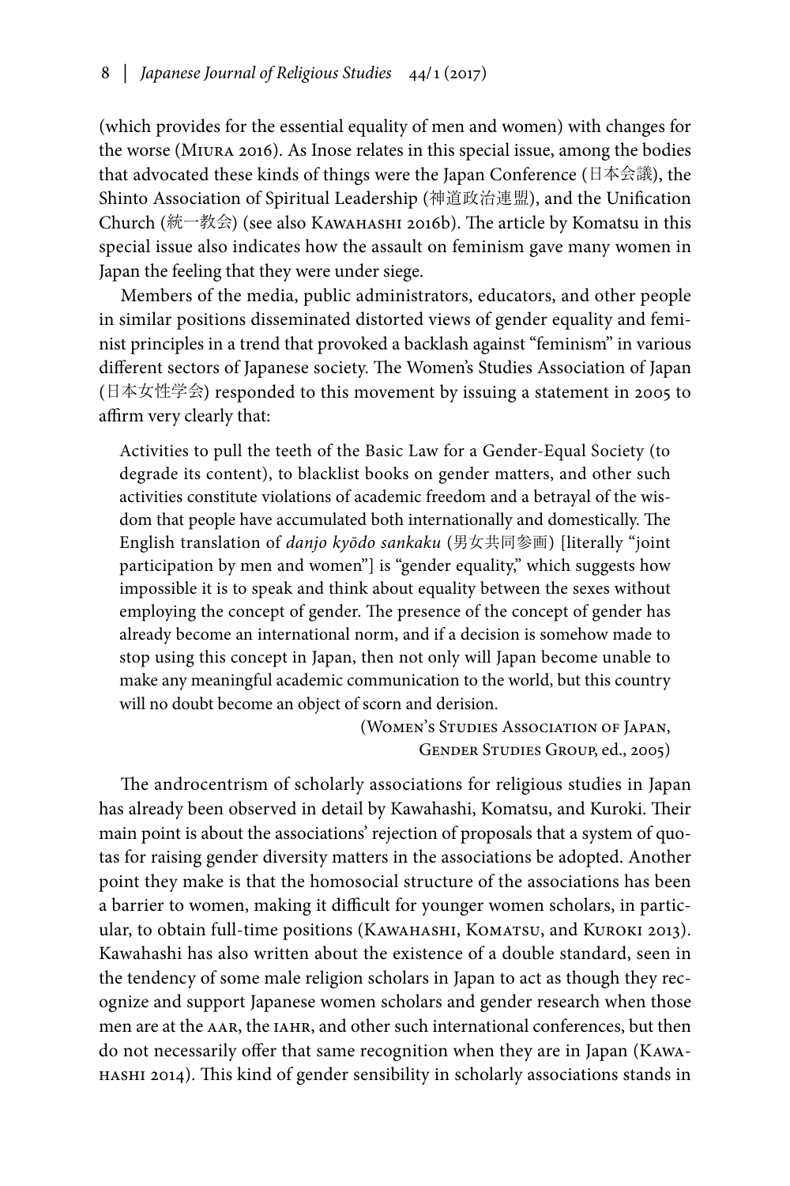(which provides for the essential equality of men and women) with changes for the worse (Miura 2016). As Inose relates in this special issue, among the bodies that advocated these kinds of things were the Japan Conference (日本会議), the Shinto Association of Spiritual Leadership (神道政治連盟), and the Unification Church (統一教会) (see also Kawahashi 2016b). The article by Komatsu in this special issue also indicates how the assault on feminism gave many women in Japan the feeling that they were under siege.

Members of the media, public administrators, educators, and other people in similar positions disseminated distorted views of gender equality and feminist principles in a trend that provoked a backlash against "feminism" in various different sectors of Japanese society. The Women's Studies Association of Japan (日本女性学会) responded to this movement by issuing a statement in 2005 to affirm very clearly that:

> Activities to pull the teeth of the Basic Law for a Gender-Equal Society (to degrade its content), to blacklist books on gender matters, and other such activities constitute violations of academic freedom and a betrayal of the wisdom that people have accumulated both internationally and domestically. The English translation of *danjo kyōdo sankaku* (男女共同参画) [literally "joint participation by men and women"] is "gender equality," which suggests how impossible it is to speak and think about equality between the sexes without employing the concept of gender. The presence of the concept of gender has already become an international norm, and if a decision is somehow made to stop using this concept in Japan, then not only will Japan become unable to make any meaningful academic communication to the world, but this country will no doubt become an object of scorn and derision.
>
> (Women's Studies Association of Japan, Gender Studies Group, ed., 2005)

The androcentrism of scholarly associations for religious studies in Japan has already been observed in detail by Kawahashi, Komatsu, and Kuroki. Their main point is about the associations' rejection of proposals that a system of quotas for raising gender diversity matters in the associations be adopted. Another point they make is that the homosocial structure of the associations has been a barrier to women, making it difficult for younger women scholars, in particular, to obtain full-time positions (Kawahashi, Komatsu, and Kuroki 2013). Kawahashi has also written about the existence of a double standard, seen in the tendency of some male religion scholars in Japan to act as though they recognize and support Japanese women scholars and gender research when those men are at the AAR, the IAHR, and other such international conferences, but then do not necessarily offer that same recognition when they are in Japan (Kawahashi 2014). This kind of gender sensibility in scholarly associations stands in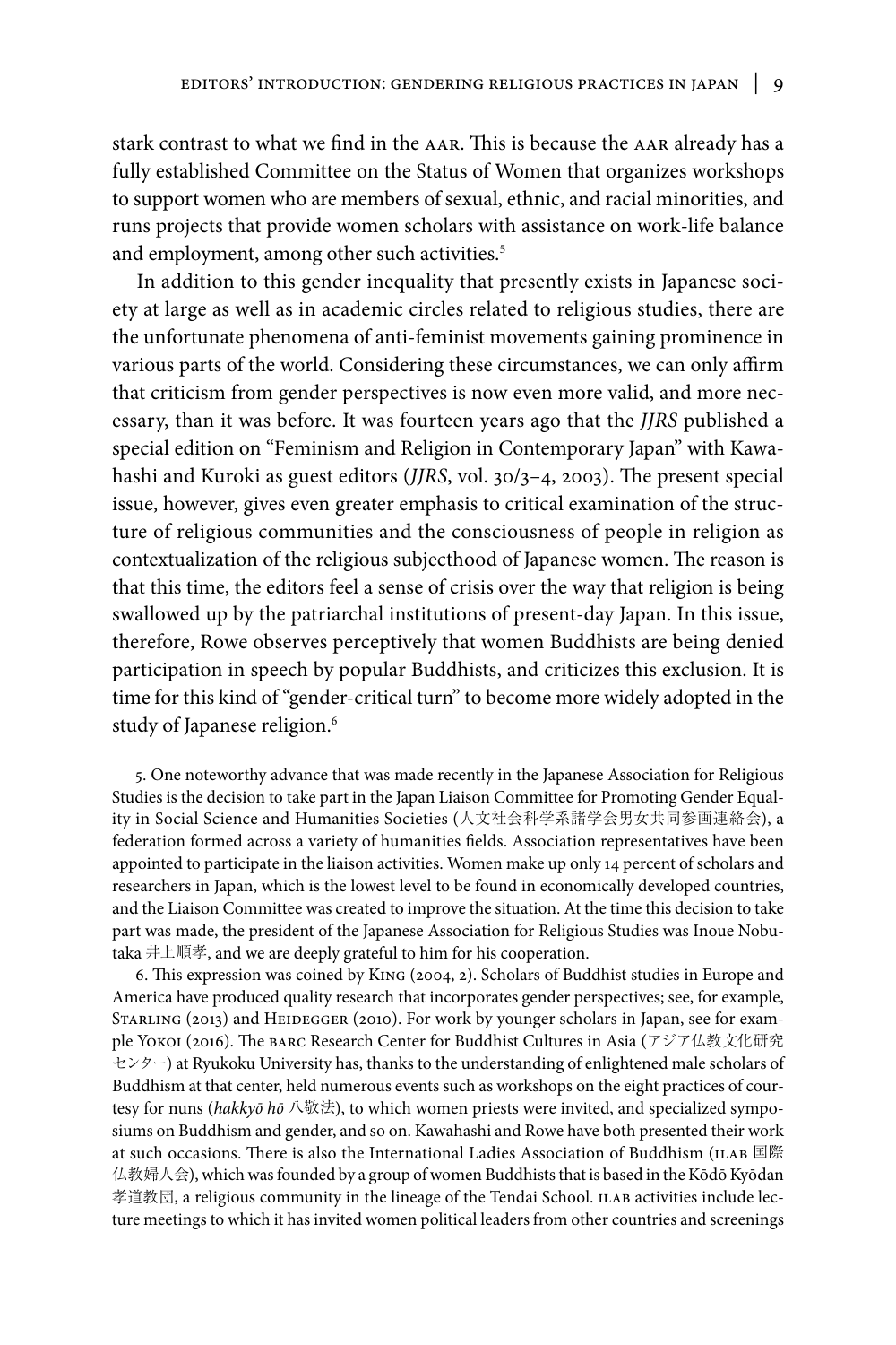stark contrast to what we find in the AAR. This is because the AAR already has a fully established Committee on the Status of Women that organizes workshops to support women who are members of sexual, ethnic, and racial minorities, and runs projects that provide women scholars with assistance on work-life balance and employment, among other such activities.[5]

In addition to this gender inequality that presently exists in Japanese society at large as well as in academic circles related to religious studies, there are the unfortunate phenomena of anti-feminist movements gaining prominence in various parts of the world. Considering these circumstances, we can only affirm that criticism from gender perspectives is now even more valid, and more necessary, than it was before. It was fourteen years ago that the *JJRS* published a special edition on "Feminism and Religion in Contemporary Japan" with Kawahashi and Kuroki as guest editors (*JJRS*, vol. 30/3–4, 2003). The present special issue, however, gives even greater emphasis to critical examination of the structure of religious communities and the consciousness of people in religion as contextualization of the religious subjecthood of Japanese women. The reason is that this time, the editors feel a sense of crisis over the way that religion is being swallowed up by the patriarchal institutions of present-day Japan. In this issue, therefore, Rowe observes perceptively that women Buddhists are being denied participation in speech by popular Buddhists, and criticizes this exclusion. It is time for this kind of "gender-critical turn" to become more widely adopted in the study of Japanese religion.[6]

5. One noteworthy advance that was made recently in the Japanese Association for Religious Studies is the decision to take part in the Japan Liaison Committee for Promoting Gender Equality in Social Science and Humanities Societies (人文社会科学系諸学会男女共同参画連絡会), a federation formed across a variety of humanities fields. Association representatives have been appointed to participate in the liaison activities. Women make up only 14 percent of scholars and researchers in Japan, which is the lowest level to be found in economically developed countries, and the Liaison Committee was created to improve the situation. At the time this decision to take part was made, the president of the Japanese Association for Religious Studies was Inoue Nobutaka 井上順孝, and we are deeply grateful to him for his cooperation.

6. This expression was coined by King (2004, 2). Scholars of Buddhist studies in Europe and America have produced quality research that incorporates gender perspectives; see, for example, Starling (2013) and Heidegger (2010). For work by younger scholars in Japan, see for example Yokoi (2016). The BARC Research Center for Buddhist Cultures in Asia (アジア仏教文化研究センター) at Ryukoku University has, thanks to the understanding of enlightened male scholars of Buddhism at that center, held numerous events such as workshops on the eight practices of courtesy for nuns (*hakkyō hō* 八敬法), to which women priests were invited, and specialized symposiums on Buddhism and gender, and so on. Kawahashi and Rowe have both presented their work at such occasions. There is also the International Ladies Association of Buddhism (ILAB 国際仏教婦人会), which was founded by a group of women Buddhists that is based in the Kōdō Kyōdan 孝道教団, a religious community in the lineage of the Tendai School. ILAB activities include lecture meetings to which it has invited women political leaders from other countries and screenings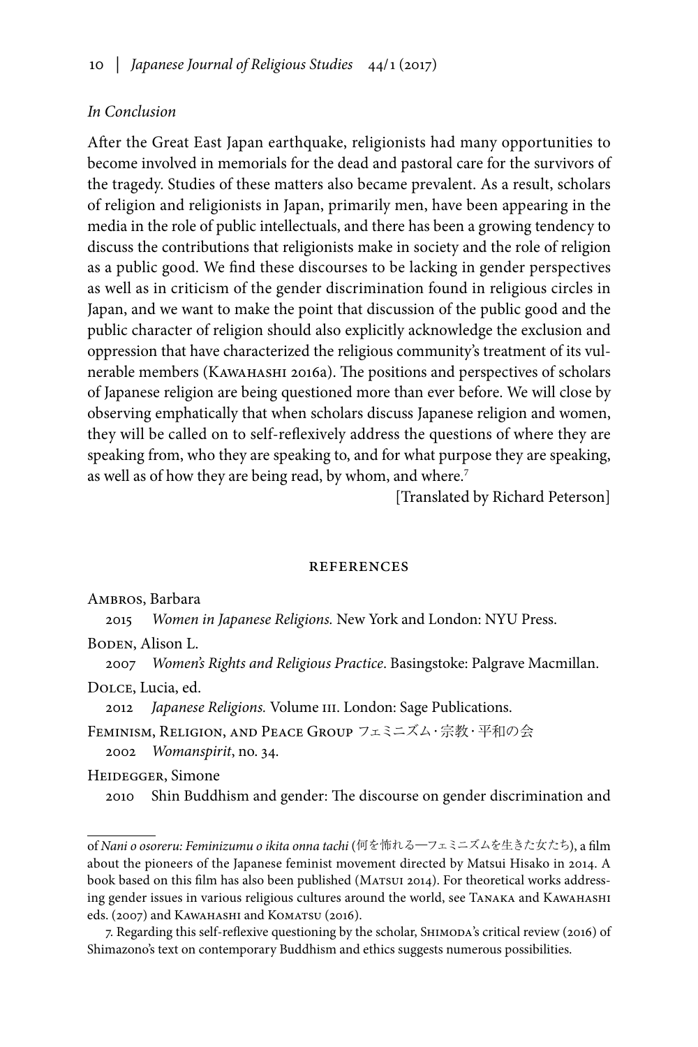### *In Conclusion*

After the Great East Japan earthquake, religionists had many opportunities to become involved in memorials for the dead and pastoral care for the survivors of the tragedy. Studies of these matters also became prevalent. As a result, scholars of religion and religionists in Japan, primarily men, have been appearing in the media in the role of public intellectuals, and there has been a growing tendency to discuss the contributions that religionists make in society and the role of religion as a public good. We find these discourses to be lacking in gender perspectives as well as in criticism of the gender discrimination found in religious circles in Japan, and we want to make the point that discussion of the public good and the public character of religion should also explicitly acknowledge the exclusion and oppression that have characterized the religious community's treatment of its vulnerable members (Kawahashi 2016a). The positions and perspectives of scholars of Japanese religion are being questioned more than ever before. We will close by observing emphatically that when scholars discuss Japanese religion and women, they will be called on to self-reflexively address the questions of where they are speaking from, who they are speaking to, and for what purpose they are speaking, as well as of how they are being read, by whom, and where.[7]

[Translated by Richard Peterson]

## References

Ambros, Barbara
 2015 *Women in Japanese Religions.* New York and London: NYU Press.

Boden, Alison L.
 2007 *Women's Rights and Religious Practice*. Basingstoke: Palgrave Macmillan.

Dolce, Lucia, ed.
 2012 *Japanese Religions.* Volume III. London: Sage Publications.

Feminism, Religion, and Peace Group フェミニズム・宗教・平和の会
 2002 *Womanspirit*, no. 34.

Heidegger, Simone
 2010 Shin Buddhism and gender: The discourse on gender discrimination and

---

of *Nani o osoreru: Feminizumu o ikita onna tachi* (何を怖れる—フェミニズムを生きた女たち), a film about the pioneers of the Japanese feminist movement directed by Matsui Hisako in 2014. A book based on this film has also been published (Matsui 2014). For theoretical works addressing gender issues in various religious cultures around the world, see Tanaka and Kawahashi eds. (2007) and Kawahashi and Komatsu (2016).

7. Regarding this self-reflexive questioning by the scholar, Shimoda's critical review (2016) of Shimazono's text on contemporary Buddhism and ethics suggests numerous possibilities.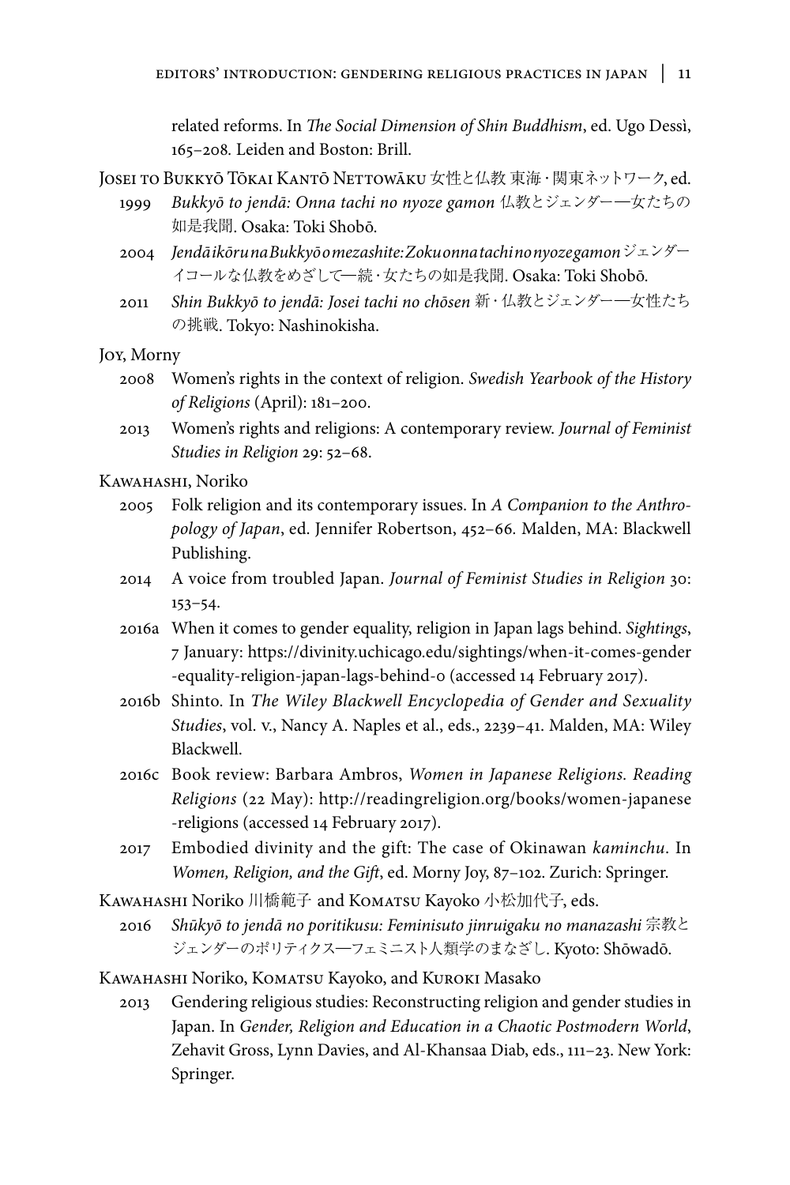related reforms. In *The Social Dimension of Shin Buddhism*, ed. Ugo Dessì, 165–208. Leiden and Boston: Brill.

Josei to Bukkyō Tōkai Kantō Nettowāku 女性と仏教 東海・関東ネットワーク, ed.

1999 *Bukkyō to jendā: Onna tachi no nyoze gamon* 仏教とジェンダー—女たちの如是我聞. Osaka: Toki Shobō.

2004 *Jendā ikōru na Bukkyō o mezashite: Zoku onna tachi no nyoze gamon* ジェンダーイコールな仏教をめざして—続・女たちの如是我聞. Osaka: Toki Shobō.

2011 *Shin Bukkyō to jendā: Josei tachi no chōsen* 新・仏教とジェンダー—女性たちの挑戦. Tokyo: Nashinokisha.

Joy, Morny

2008 Women's rights in the context of religion. *Swedish Yearbook of the History of Religions* (April): 181–200.

2013 Women's rights and religions: A contemporary review. *Journal of Feminist Studies in Religion* 29: 52–68.

Kawahashi, Noriko

2005 Folk religion and its contemporary issues. In *A Companion to the Anthropology of Japan*, ed. Jennifer Robertson, 452–66. Malden, MA: Blackwell Publishing.

2014 A voice from troubled Japan. *Journal of Feminist Studies in Religion* 30: 153–54.

2016a When it comes to gender equality, religion in Japan lags behind. *Sightings*, 7 January: https://divinity.uchicago.edu/sightings/when-it-comes-gender-equality-religion-japan-lags-behind-0 (accessed 14 February 2017).

2016b Shinto. In *The Wiley Blackwell Encyclopedia of Gender and Sexuality Studies*, vol. v., Nancy A. Naples et al., eds., 2239–41. Malden, MA: Wiley Blackwell.

2016c Book review: Barbara Ambros, *Women in Japanese Religions. Reading Religions* (22 May): http://readingreligion.org/books/women-japanese-religions (accessed 14 February 2017).

2017 Embodied divinity and the gift: The case of Okinawan *kaminchu*. In *Women, Religion, and the Gift*, ed. Morny Joy, 87–102. Zurich: Springer.

Kawahashi Noriko 川橋範子 and Komatsu Kayoko 小松加代子, eds.

2016 *Shūkyō to jendā no poritikusu: Feminisuto jinruigaku no manazashi* 宗教とジェンダーのポリティクス—フェミニスト人類学のまなざし. Kyoto: Shōwadō.

Kawahashi Noriko, Komatsu Kayoko, and Kuroki Masako

2013 Gendering religious studies: Reconstructing religion and gender studies in Japan. In *Gender, Religion and Education in a Chaotic Postmodern World*, Zehavit Gross, Lynn Davies, and Al-Khansaa Diab, eds., 111–23. New York: Springer.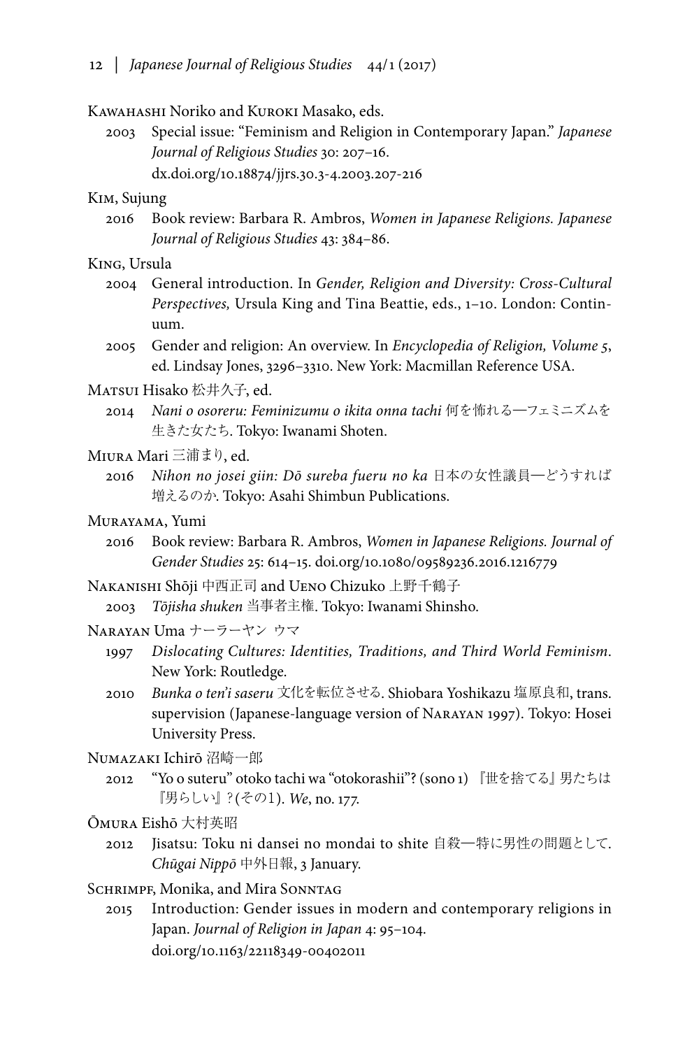Kawahashi Noriko and Kuroki Masako, eds.

2003 Special issue: "Feminism and Religion in Contemporary Japan." *Japanese Journal of Religious Studies* 30: 207–16. dx.doi.org/10.18874/jjrs.30.3-4.2003.207-216

Kim, Sujung

2016 Book review: Barbara R. Ambros, *Women in Japanese Religions. Japanese Journal of Religious Studies* 43: 384–86.

King, Ursula

2004 General introduction. In *Gender, Religion and Diversity: Cross-Cultural Perspectives,* Ursula King and Tina Beattie, eds., 1–10. London: Continuum.

2005 Gender and religion: An overview. In *Encyclopedia of Religion, Volume 5*, ed. Lindsay Jones, 3296–3310. New York: Macmillan Reference USA.

Matsui Hisako 松井久子, ed.

2014 *Nani o osoreru: Feminizumu o ikita onna tachi* 何を怖れる―フェミニズムを生きた女たち. Tokyo: Iwanami Shoten.

Miura Mari 三浦まり, ed.

2016 *Nihon no josei giin: Dō sureba fueru no ka* 日本の女性議員―どうすれば増えるのか. Tokyo: Asahi Shimbun Publications.

Murayama, Yumi

2016 Book review: Barbara R. Ambros, *Women in Japanese Religions. Journal of Gender Studies* 25: 614–15. doi.org/10.1080/09589236.2016.1216779

Nakanishi Shōji 中西正司 and Ueno Chizuko 上野千鶴子

2003 *Tōjisha shuken* 当事者主権. Tokyo: Iwanami Shinsho.

Narayan Uma ナーラーヤン ウマ

1997 *Dislocating Cultures: Identities, Traditions, and Third World Feminism*. New York: Routledge.

2010 *Bunka o ten'i saseru* 文化を転位させる. Shiobara Yoshikazu 塩原良和, trans. supervision (Japanese-language version of Narayan 1997). Tokyo: Hosei University Press.

Numazaki Ichirō 沼崎一郎

2012 "Yo o suteru" otoko tachi wa "otokorashii"? (sono 1) 『世を捨てる』男たちは『男らしい』?(その1). *We*, no. 177.

Ōmura Eishō 大村英昭

2012 Jisatsu: Toku ni dansei no mondai to shite 自殺―特に男性の問題として. *Chūgai Nippō* 中外日報, 3 January.

Schrimpf, Monika, and Mira Sonntag

2015 Introduction: Gender issues in modern and contemporary religions in Japan. *Journal of Religion in Japan* 4: 95–104. doi.org/10.1163/22118349-00402011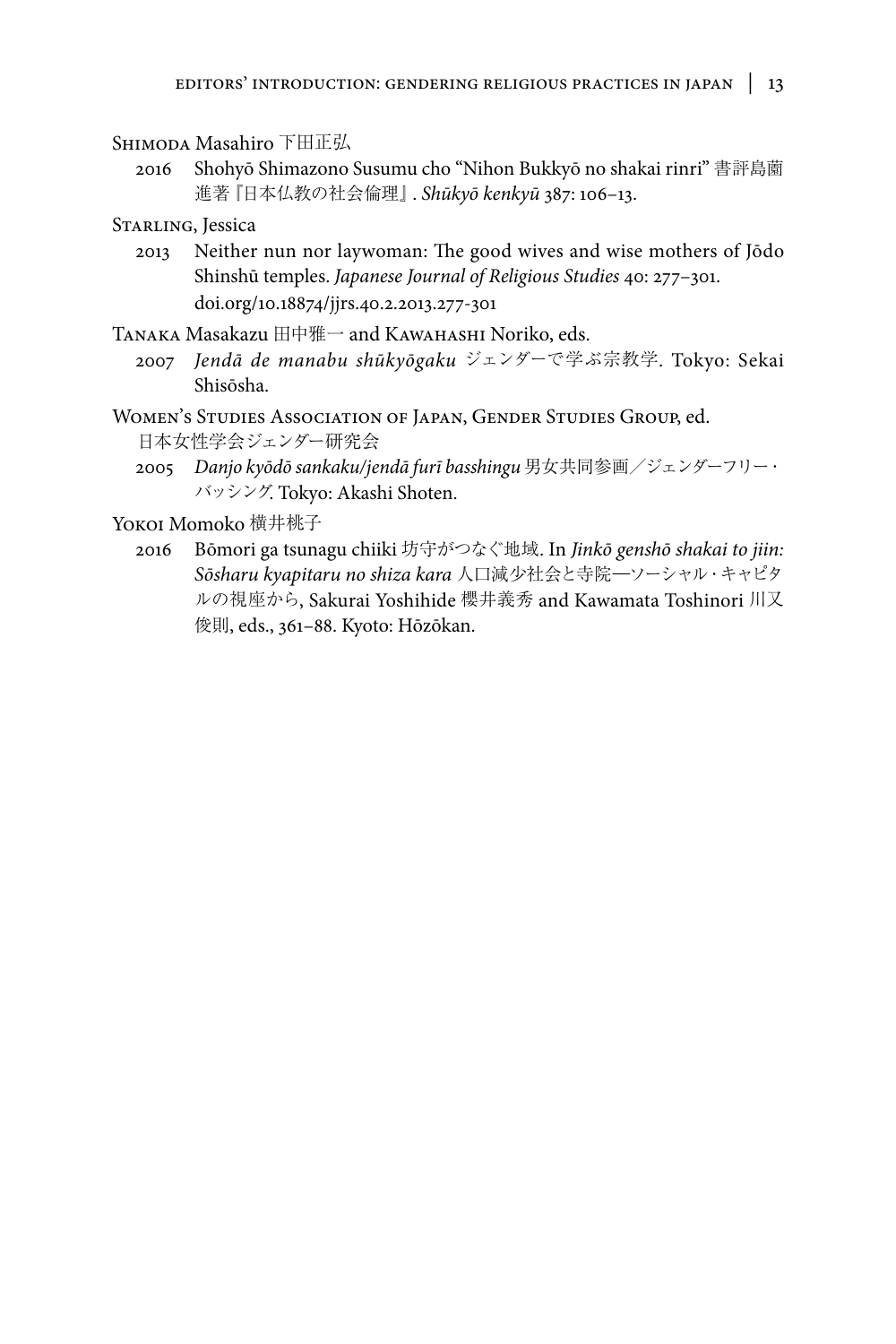Shimoda Masahiro 下田正弘

2016 Shohyō Shimazono Susumu cho "Nihon Bukkyō no shakai rinri" 書評島薗進著『日本仏教の社会倫理』. *Shūkyō kenkyū* 387: 106–13.

Starling, Jessica

2013 Neither nun nor laywoman: The good wives and wise mothers of Jōdo Shinshū temples. *Japanese Journal of Religious Studies* 40: 277–301. doi.org/10.18874/jjrs.40.2.2013.277-301

Tanaka Masakazu 田中雅一 and Kawahashi Noriko, eds.

2007 *Jendā de manabu shūkyōgaku* ジェンダーで学ぶ宗教学. Tokyo: Sekai Shisōsha.

Women's Studies Association of Japan, Gender Studies Group, ed. 日本女性学会ジェンダー研究会

2005 *Danjo kyōdō sankaku/jendā furī basshingu* 男女共同参画／ジェンダーフリー・バッシング. Tokyo: Akashi Shoten.

Yokoi Momoko 横井桃子

2016 Bōmori ga tsunagu chiiki 坊守がつなぐ地域. In *Jinkō genshō shakai to jiin: Sōsharu kyapitaru no shiza kara* 人口減少社会と寺院—ソーシャル・キャピタルの視座から, Sakurai Yoshihide 櫻井義秀 and Kawamata Toshinori 川又俊則, eds., 361–88. Kyoto: Hōzōkan.